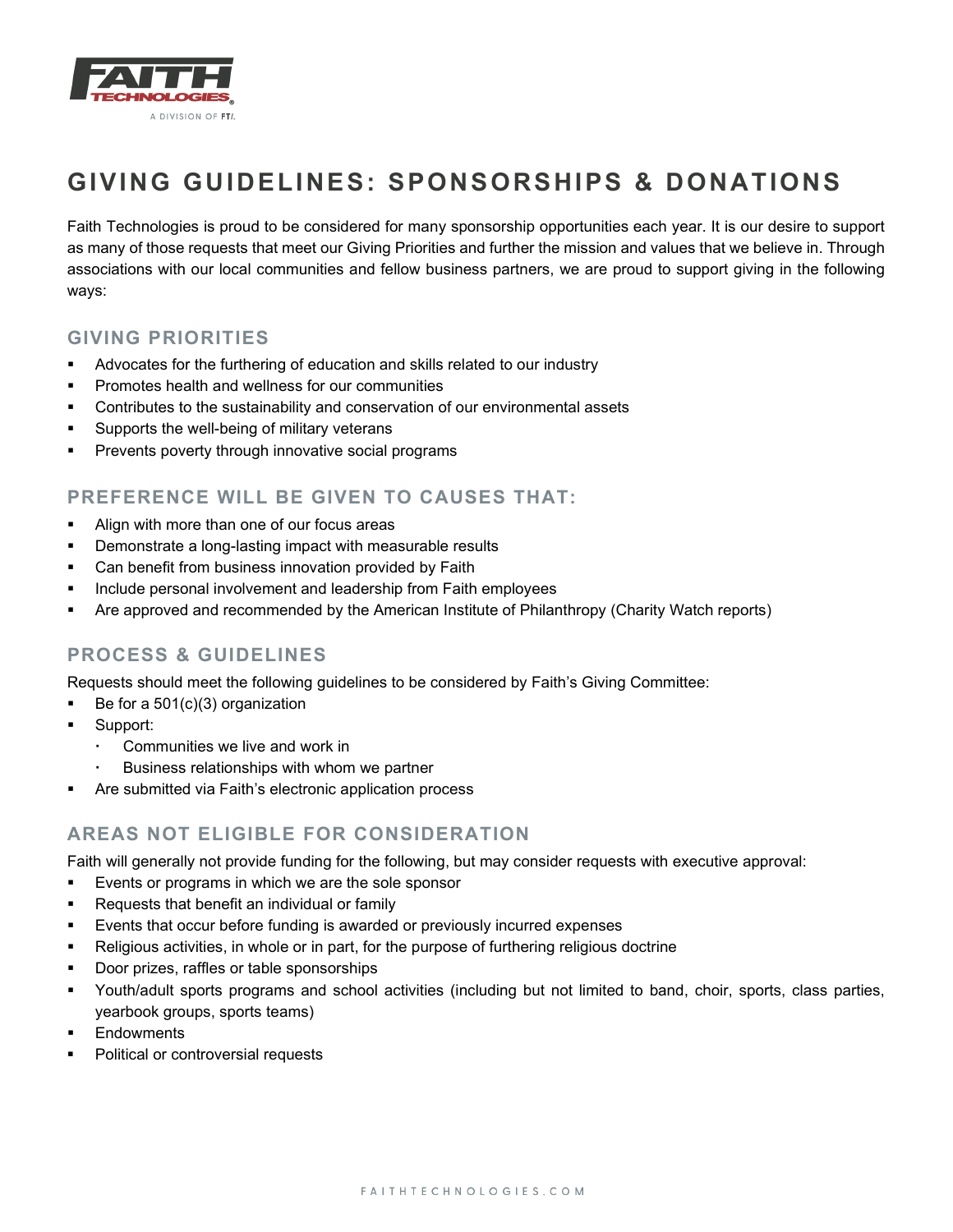# GIVING GUIDELINES: SPONSORSHIPS & DONATIONS

Faith Technologies is proud to be considered for many sponsorship opportunities each year. It is our desire to support as many of those requests that meet our Giving Priorities and further the mission and values that we believe in. Through associations with our local communities and fellow business partners, we are proud to support giving in the following ways:

## GIVING PRIORITIES

- Advocates for the furthering of education and skills related to our industry
- Promotes health and wellness for our communities
- Contributes to the sustainability and conservation of our environmental assets
- Supports the well-being of military veterans
- Prevents poverty through innovative social programs

## PREFERENCE WILL BE GIVEN TO CAUSES THAT:

- Align with more than one of our focus areas
- Demonstrate a long-lasting impact with measurable results
- Can benefit from business innovation provided by Faith
- Include personal involvement and leadership from Faith employees
- Are approved and recommended by the American Institute of Philanthropy (Charity Watch reports)

## PROCESS & GUIDELINES

Requests should meet the following guidelines to be considered by Faith's Giving Committee:

- Be for a 501(c)(3) organization
- Support:
  - Communities we live and work in
  - Business relationships with whom we partner
- Are submitted via Faith's electronic application process

## AREAS NOT ELIGIBLE FOR CONSIDERATION

Faith will generally not provide funding for the following, but may consider requests with executive approval:

- Events or programs in which we are the sole sponsor
- Requests that benefit an individual or family
- Events that occur before funding is awarded or previously incurred expenses
- Religious activities, in whole or in part, for the purpose of furthering religious doctrine
- Door prizes, raffles or table sponsorships
- Youth/adult sports programs and school activities (including but not limited to band, choir, sports, class parties, yearbook groups, sports teams)
- Endowments
- Political or controversial requests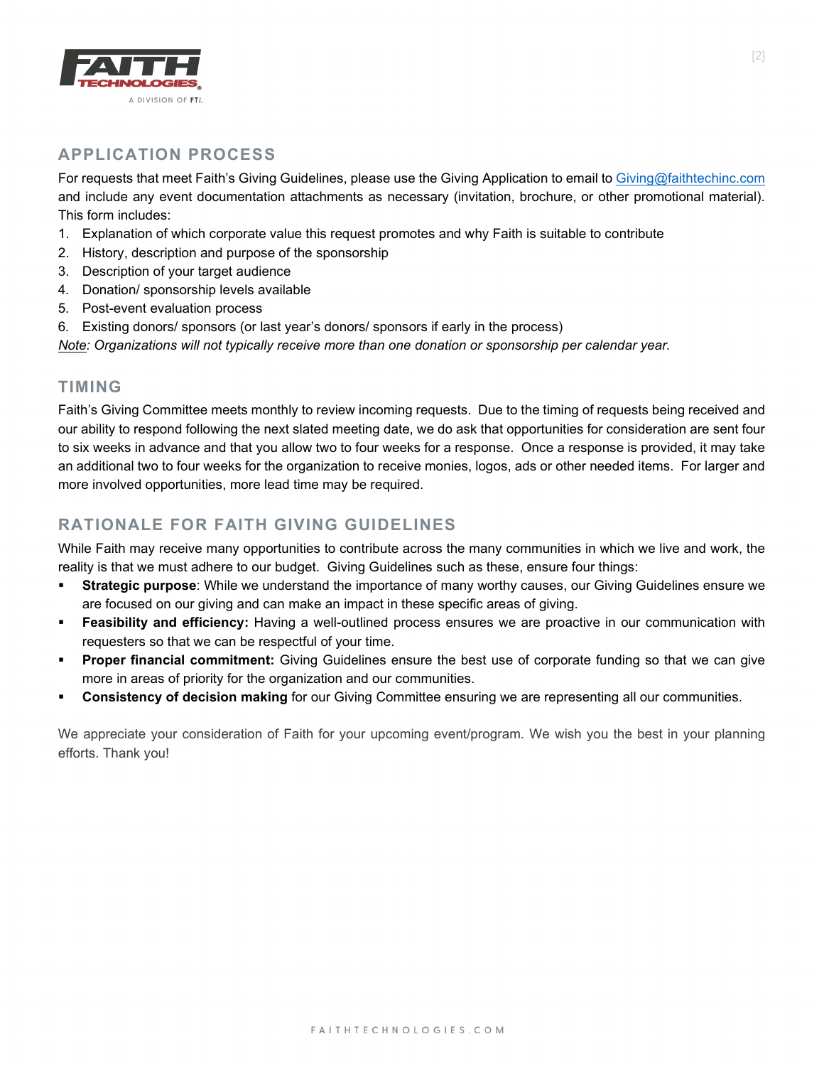## APPLICATION PROCESS

For requests that meet Faith's Giving Guidelines, please use the Giving Application to email to Giving@faithtechinc.com and include any event documentation attachments as necessary (invitation, brochure, or other promotional material). This form includes:

1. Explanation of which corporate value this request promotes and why Faith is suitable to contribute
2. History, description and purpose of the sponsorship
3. Description of your target audience
4. Donation/ sponsorship levels available
5. Post-event evaluation process
6. Existing donors/ sponsors (or last year's donors/ sponsors if early in the process)

*Note: Organizations will not typically receive more than one donation or sponsorship per calendar year.*

## TIMING

Faith's Giving Committee meets monthly to review incoming requests. Due to the timing of requests being received and our ability to respond following the next slated meeting date, we do ask that opportunities for consideration are sent four to six weeks in advance and that you allow two to four weeks for a response. Once a response is provided, it may take an additional two to four weeks for the organization to receive monies, logos, ads or other needed items. For larger and more involved opportunities, more lead time may be required.

## RATIONALE FOR FAITH GIVING GUIDELINES

While Faith may receive many opportunities to contribute across the many communities in which we live and work, the reality is that we must adhere to our budget. Giving Guidelines such as these, ensure four things:

- **Strategic purpose**: While we understand the importance of many worthy causes, our Giving Guidelines ensure we are focused on our giving and can make an impact in these specific areas of giving.
- **Feasibility and efficiency:** Having a well-outlined process ensures we are proactive in our communication with requesters so that we can be respectful of your time.
- **Proper financial commitment:** Giving Guidelines ensure the best use of corporate funding so that we can give more in areas of priority for the organization and our communities.
- **Consistency of decision making** for our Giving Committee ensuring we are representing all our communities.

We appreciate your consideration of Faith for your upcoming event/program. We wish you the best in your planning efforts. Thank you!